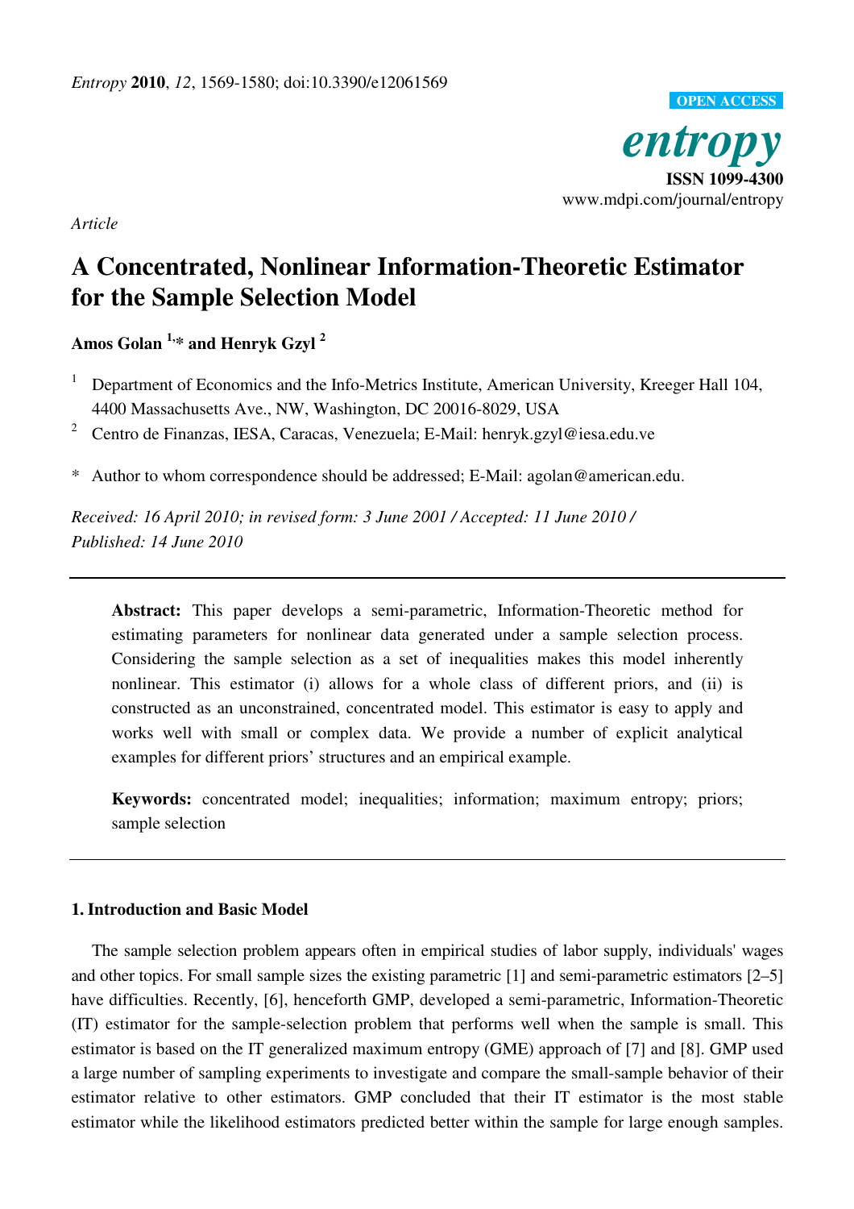*Entropy* **2010**, *12*, 1569-1580; doi:10.3390/e12061569

**OPEN ACCESS**

*entropy*

**ISSN 1099-4300**

www.mdpi.com/journal/entropy

*Article*

# A Concentrated, Nonlinear Information-Theoretic Estimator for the Sample Selection Model

**Amos Golan [1,*] and Henryk Gzyl [2]**

[1] Department of Economics and the Info-Metrics Institute, American University, Kreeger Hall 104, 4400 Massachusetts Ave., NW, Washington, DC 20016-8029, USA

[2] Centro de Finanzas, IESA, Caracas, Venezuela; E-Mail: henryk.gzyl@iesa.edu.ve

\* Author to whom correspondence should be addressed; E-Mail: agolan@american.edu.

*Received: 16 April 2010; in revised form: 3 June 2001 / Accepted: 11 June 2010 / Published: 14 June 2010*

---

**Abstract:** This paper develops a semi-parametric, Information-Theoretic method for estimating parameters for nonlinear data generated under a sample selection process. Considering the sample selection as a set of inequalities makes this model inherently nonlinear. This estimator (i) allows for a whole class of different priors, and (ii) is constructed as an unconstrained, concentrated model. This estimator is easy to apply and works well with small or complex data. We provide a number of explicit analytical examples for different priors' structures and an empirical example.

**Keywords:** concentrated model; inequalities; information; maximum entropy; priors; sample selection

---

## 1. Introduction and Basic Model

The sample selection problem appears often in empirical studies of labor supply, individuals' wages and other topics. For small sample sizes the existing parametric [1] and semi-parametric estimators [2–5] have difficulties. Recently, [6], henceforth GMP, developed a semi-parametric, Information-Theoretic (IT) estimator for the sample-selection problem that performs well when the sample is small. This estimator is based on the IT generalized maximum entropy (GME) approach of [7] and [8]. GMP used a large number of sampling experiments to investigate and compare the small-sample behavior of their estimator relative to other estimators. GMP concluded that their IT estimator is the most stable estimator while the likelihood estimators predicted better within the sample for large enough samples.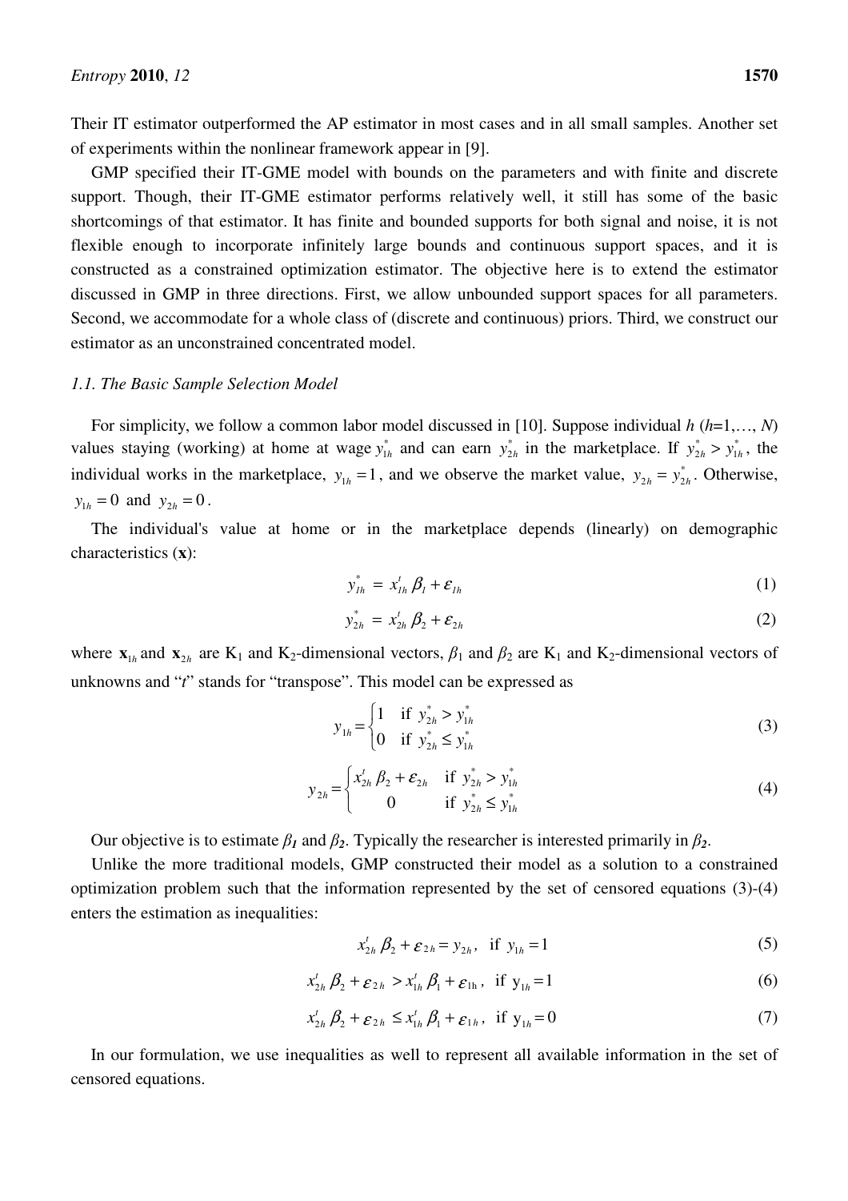Their IT estimator outperformed the AP estimator in most cases and in all small samples. Another set of experiments within the nonlinear framework appear in [9].

GMP specified their IT-GME model with bounds on the parameters and with finite and discrete support. Though, their IT-GME estimator performs relatively well, it still has some of the basic shortcomings of that estimator. It has finite and bounded supports for both signal and noise, it is not flexible enough to incorporate infinitely large bounds and continuous support spaces, and it is constructed as a constrained optimization estimator. The objective here is to extend the estimator discussed in GMP in three directions. First, we allow unbounded support spaces for all parameters. Second, we accommodate for a whole class of (discrete and continuous) priors. Third, we construct our estimator as an unconstrained concentrated model.

### *1.1. The Basic Sample Selection Model*

For simplicity, we follow a common labor model discussed in [10]. Suppose individual $h$ ($h$=1,…, $N$) values staying (working) at home at wage $y_{1h}^*$ and can earn $y_{2h}^*$ in the marketplace. If $y_{2h}^* > y_{1h}^*$, the individual works in the marketplace, $y_{1h} = 1$, and we observe the market value, $y_{2h} = y_{2h}^*$. Otherwise, $y_{1h} = 0$ and $y_{2h} = 0$.

The individual's value at home or in the marketplace depends (linearly) on demographic characteristics ($\mathbf{x}$):

$$y_{1h}^* = x_{1h}^t \beta_1 + \varepsilon_{1h} \tag{1}$$

$$y_{2h}^* = x_{2h}^t \beta_2 + \varepsilon_{2h} \tag{2}$$

where $\mathbf{x}_{1h}$ and $\mathbf{x}_{2h}$ are $K_1$ and $K_2$-dimensional vectors, $\beta_1$ and $\beta_2$ are $K_1$ and $K_2$-dimensional vectors of unknowns and "$t$" stands for "transpose". This model can be expressed as

$$y_{1h} = \begin{cases} 1 & \text{if } y_{2h}^* > y_{1h}^* \\ 0 & \text{if } y_{2h}^* \leq y_{1h}^* \end{cases} \tag{3}$$

$$y_{2h} = \begin{cases} x_{2h}^t \beta_2 + \varepsilon_{2h} & \text{if } y_{2h}^* > y_{1h}^* \\ 0 & \text{if } y_{2h}^* \leq y_{1h}^* \end{cases} \tag{4}$$

Our objective is to estimate $\beta_1$ and $\beta_2$. Typically the researcher is interested primarily in $\beta_2$.

Unlike the more traditional models, GMP constructed their model as a solution to a constrained optimization problem such that the information represented by the set of censored equations (3)-(4) enters the estimation as inequalities:

$$x_{2h}^t \beta_2 + \varepsilon_{2h} = y_{2h}, \quad \text{if } y_{1h} = 1 \tag{5}$$

$$x_{2h}^t \beta_2 + \varepsilon_{2h} > x_{1h}^t \beta_1 + \varepsilon_{1h}, \quad \text{if } y_{1h} = 1 \tag{6}$$

$$x_{2h}^t \beta_2 + \varepsilon_{2h} \leq x_{1h}^t \beta_1 + \varepsilon_{1h}, \quad \text{if } y_{1h} = 0 \tag{7}$$

In our formulation, we use inequalities as well to represent all available information in the set of censored equations.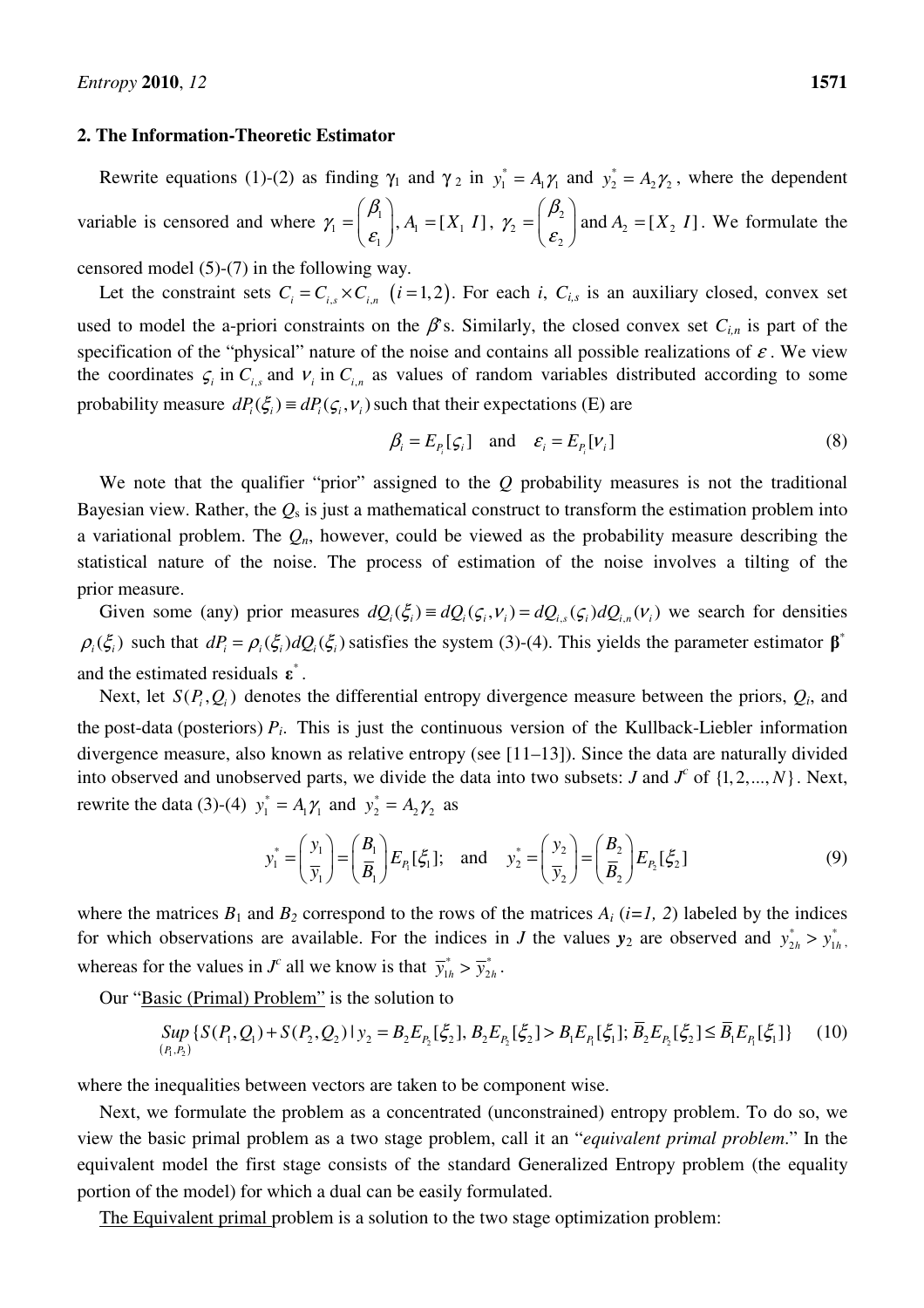## 2. The Information-Theoretic Estimator

Rewrite equations (1)-(2) as finding $\gamma_1$ and $\gamma_2$ in $y_1^* = A_1\gamma_1$ and $y_2^* = A_2\gamma_2$, where the dependent variable is censored and where $\gamma_1 = \begin{pmatrix} \beta_1 \\ \varepsilon_1 \end{pmatrix}$, $A_1 = [X_1 \; I]$, $\gamma_2 = \begin{pmatrix} \beta_2 \\ \varepsilon_2 \end{pmatrix}$ and $A_2 = [X_2 \; I]$. We formulate the censored model (5)-(7) in the following way.

Let the constraint sets $C_i = C_{i,s} \times C_{i,n}$ $(i = 1,2)$. For each $i$, $C_{i,s}$ is an auxiliary closed, convex set used to model the a-priori constraints on the $\beta$'s. Similarly, the closed convex set $C_{i,n}$ is part of the specification of the "physical" nature of the noise and contains all possible realizations of $\varepsilon$. We view the coordinates $\varsigma_i$ in $C_{i,s}$ and $\nu_i$ in $C_{i,n}$ as values of random variables distributed according to some probability measure $dP_i(\xi_i) \equiv dP_i(\varsigma_i, \nu_i)$ such that their expectations (E) are

$$\beta_i = E_{P_i}[\varsigma_i] \quad \text{and} \quad \varepsilon_i = E_{P_i}[\nu_i] \tag{8}$$

We note that the qualifier "prior" assigned to the $Q$ probability measures is not the traditional Bayesian view. Rather, the $Q_s$ is just a mathematical construct to transform the estimation problem into a variational problem. The $Q_n$, however, could be viewed as the probability measure describing the statistical nature of the noise. The process of estimation of the noise involves a tilting of the prior measure.

Given some (any) prior measures $dQ_i(\xi_i) \equiv dQ_i(\varsigma_i, \nu_i) = dQ_{i,s}(\varsigma_i)dQ_{i,n}(\nu_i)$ we search for densities $\rho_i(\xi_i)$ such that $dP_i = \rho_i(\xi_i)dQ_i(\xi_i)$ satisfies the system (3)-(4). This yields the parameter estimator $\boldsymbol{\beta}^*$ and the estimated residuals $\boldsymbol{\varepsilon}^*$.

Next, let $S(P_i, Q_i)$ denotes the differential entropy divergence measure between the priors, $Q_i$, and the post-data (posteriors) $P_i$. This is just the continuous version of the Kullback-Liebler information divergence measure, also known as relative entropy (see [11–13]). Since the data are naturally divided into observed and unobserved parts, we divide the data into two subsets: $J$ and $J^c$ of $\{1, 2, ..., N\}$. Next, rewrite the data (3)-(4) $y_1^* = A_1\gamma_1$ and $y_2^* = A_2\gamma_2$ as

$$y_1^* = \begin{pmatrix} y_1 \\ \bar{y}_1 \end{pmatrix} = \begin{pmatrix} B_1 \\ \bar{B}_1 \end{pmatrix} E_{P_1}[\xi_1]; \quad \text{and} \quad y_2^* = \begin{pmatrix} y_2 \\ \bar{y}_2 \end{pmatrix} = \begin{pmatrix} B_2 \\ \bar{B}_2 \end{pmatrix} E_{P_2}[\xi_2] \tag{9}$$

where the matrices $B_1$ and $B_2$ correspond to the rows of the matrices $A_i$ ($i=1, 2$) labeled by the indices for which observations are available. For the indices in $J$ the values $\mathbf{y}_2$ are observed and $y_{2h}^* > y_{1h}^*$, whereas for the values in $J^c$ all we know is that $\bar{y}_{1h}^* > \bar{y}_{2h}^*$.

Our "<u>Basic (Primal) Problem</u>" is the solution to

$$\underset{(P_1, P_2)}{Sup}\{S(P_1, Q_1) + S(P_2, Q_2) \mid y_2 = B_2 E_{P_2}[\xi_2], B_2 E_{P_2}[\xi_2] > B_1 E_{P_1}[\xi_1]; \bar{B}_2 E_{P_2}[\xi_2] \leq \bar{B}_1 E_{P_1}[\xi_1]\} \tag{10}$$

where the inequalities between vectors are taken to be component wise.

Next, we formulate the problem as a concentrated (unconstrained) entropy problem. To do so, we view the basic primal problem as a two stage problem, call it an "*equivalent primal problem*." In the equivalent model the first stage consists of the standard Generalized Entropy problem (the equality portion of the model) for which a dual can be easily formulated.

<u>The Equivalent primal</u> problem is a solution to the two stage optimization problem: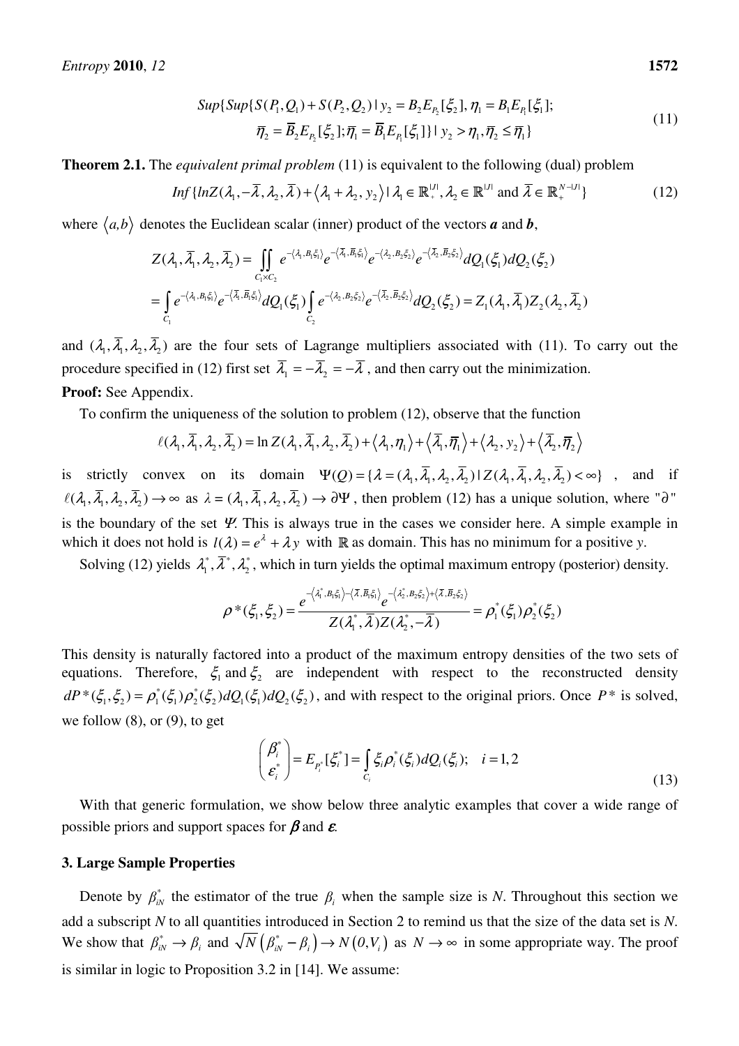$$Sup\{Sup\{S(P_1,Q_1)+S(P_2,Q_2)\,|\,y_2=B_2E_{P_2}[\xi_2],\eta_1=B_1E_{P_1}[\xi_1];$$
$$\overline{\eta}_2=\overline{B}_2E_{P_2}[\xi_2];\overline{\eta}_1=\overline{B}_1E_{P_1}[\xi_1]\}\,|\,y_2>\eta_1,\overline{\eta}_2\le\overline{\eta}_1\} \tag{11}$$

**Theorem 2.1.** The *equivalent primal problem* (11) is equivalent to the following (dual) problem

$$Inf\{lnZ(\lambda_1,-\overline{\lambda},\lambda_2,\overline{\lambda})+\langle\lambda_1+\lambda_2,y_2\rangle\,|\,\lambda_1\in\mathbb{R}_+^{|J|},\lambda_2\in\mathbb{R}^{|J|}\text{ and }\overline{\lambda}\in\mathbb{R}_+^{N-|J|}\} \tag{12}$$

where $\langle a,b\rangle$ denotes the Euclidean scalar (inner) product of the vectors $\boldsymbol{a}$ and $\boldsymbol{b}$,

$$Z(\lambda_1,\overline{\lambda}_1,\lambda_2,\overline{\lambda}_2)=\iint_{C_1\times C_2}e^{-\langle\lambda_1,B_1\xi_1\rangle}e^{-\langle\overline{\lambda}_1,\overline{B}_1\xi_1\rangle}e^{-\langle\lambda_2,B_2\xi_2\rangle}e^{-\langle\overline{\lambda}_2,\overline{B}_2\xi_2\rangle}dQ_1(\xi_1)dQ_2(\xi_2)$$
$$=\int_{C_1}e^{-\langle\lambda_1,B_1\xi_1\rangle}e^{-\langle\overline{\lambda}_1,\overline{B}_1\xi_1\rangle}dQ_1(\xi_1)\int_{C_2}e^{-\langle\lambda_2,B_2\xi_2\rangle}e^{-\langle\overline{\lambda}_2,\overline{B}_2\xi_2\rangle}dQ_2(\xi_2)=Z_1(\lambda_1,\overline{\lambda}_1)Z_2(\lambda_2,\overline{\lambda}_2)$$

and $(\lambda_1,\overline{\lambda}_1,\lambda_2,\overline{\lambda}_2)$ are the four sets of Lagrange multipliers associated with (11). To carry out the procedure specified in (12) first set $\overline{\lambda}_1=-\overline{\lambda}_2=-\overline{\lambda}$, and then carry out the minimization.

**Proof:** See Appendix.

To confirm the uniqueness of the solution to problem (12), observe that the function

$$\ell(\lambda_1,\overline{\lambda}_1,\lambda_2,\overline{\lambda}_2)=\ln Z(\lambda_1,\overline{\lambda}_1,\lambda_2,\overline{\lambda}_2)+\langle\lambda_1,\eta_1\rangle+\langle\overline{\lambda}_1,\overline{\eta}_1\rangle+\langle\lambda_2,y_2\rangle+\langle\overline{\lambda}_2,\overline{\eta}_2\rangle$$

is strictly convex on its domain $\Psi(Q)=\{\lambda=(\lambda_1,\overline{\lambda}_1,\lambda_2,\overline{\lambda}_2)\,|\,Z(\lambda_1,\overline{\lambda}_1,\lambda_2,\overline{\lambda}_2)<\infty\}$, and if $\ell(\lambda_1,\overline{\lambda}_1,\lambda_2,\overline{\lambda}_2)\to\infty$ as $\lambda=(\lambda_1,\overline{\lambda}_1,\lambda_2,\overline{\lambda}_2)\to\partial\Psi$, then problem (12) has a unique solution, where "$\partial$" is the boundary of the set $\Psi$. This is always true in the cases we consider here. A simple example in which it does not hold is $l(\lambda)=e^{\lambda}+\lambda y$ with $\mathbb{R}$ as domain. This has no minimum for a positive $y$.

Solving (12) yields $\lambda_1^*,\overline{\lambda}^*,\lambda_2^*$, which in turn yields the optimal maximum entropy (posterior) density.

$$\rho^*(\xi_1,\xi_2)=\frac{e^{-\langle\lambda_1^*,B_1\xi_1\rangle-\langle\overline{\lambda},\overline{B}_1\xi_1\rangle}e^{-\langle\lambda_2^*,B_2\xi_2\rangle+\langle\overline{\lambda},\overline{B}_2\xi_2\rangle}}{Z(\lambda_1^*,\overline{\lambda})Z(\lambda_2^*,-\overline{\lambda})}=\rho_1^*(\xi_1)\rho_2^*(\xi_2)$$

This density is naturally factored into a product of the maximum entropy densities of the two sets of equations. Therefore, $\xi_1$ and $\xi_2$ are independent with respect to the reconstructed density $dP^*(\xi_1,\xi_2)=\rho_1^*(\xi_1)\rho_2^*(\xi_2)dQ_1(\xi_1)dQ_2(\xi_2)$, and with respect to the original priors. Once $P^*$ is solved, we follow (8), or (9), to get

$$\begin{pmatrix}\beta_i^*\\ \varepsilon_i^*\end{pmatrix}=E_{P_i^*}[\xi_i^*]=\int_{C_i}\xi_i\rho_i^*(\xi_i)dQ_i(\xi_i);\quad i=1,2 \tag{13}$$

With that generic formulation, we show below three analytic examples that cover a wide range of possible priors and support spaces for $\boldsymbol{\beta}$ and $\boldsymbol{\varepsilon}$.

## 3. Large Sample Properties

Denote by $\beta_{iN}^*$ the estimator of the true $\beta_i$ when the sample size is *N*. Throughout this section we add a subscript *N* to all quantities introduced in Section 2 to remind us that the size of the data set is *N*. We show that $\beta_{iN}^*\to\beta_i$ and $\sqrt{N}\left(\beta_{iN}^*-\beta_i\right)\to N\left(0,V_i\right)$ as $N\to\infty$ in some appropriate way. The proof is similar in logic to Proposition 3.2 in [14]. We assume: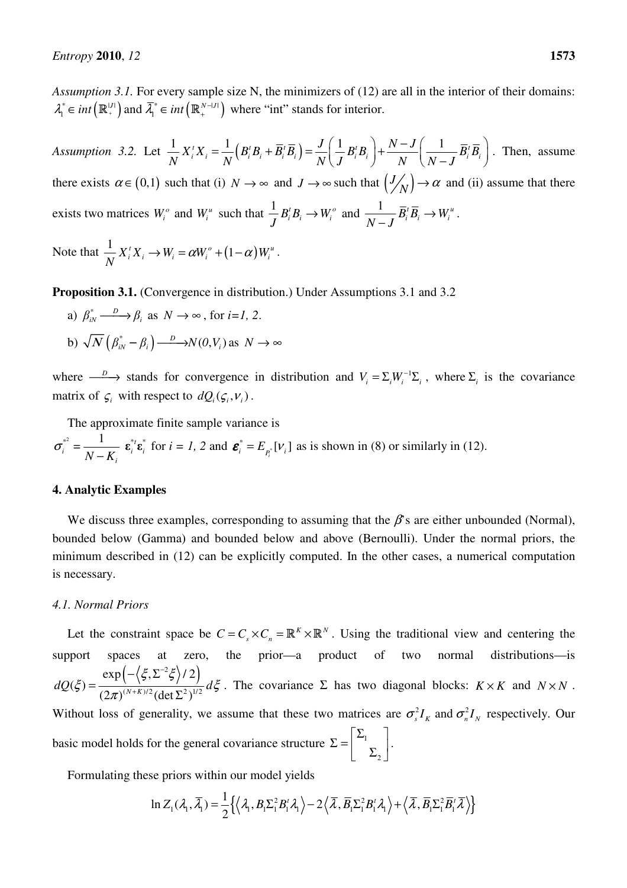*Assumption 3.1.* For every sample size N, the minimizers of (12) are all in the interior of their domains: $\lambda_1^* \in int\left(\mathbb{R}_+^{|J|}\right)$ and $\bar{\lambda}_1^* \in int\left(\mathbb{R}_+^{N-|J|}\right)$ where "int" stands for interior.

*Assumption 3.2.* Let $\frac{1}{N} X_i^t X_i = \frac{1}{N}\left(B_i^t B_i + \bar{B}_i^t \bar{B}_i\right) = \frac{J}{N}\left(\frac{1}{J} B_i^t B_i\right) + \frac{N-J}{N}\left(\frac{1}{N-J}\bar{B}_i^t \bar{B}_i\right)$. Then, assume there exists $\alpha \in (0,1)$ such that (i) $N \to \infty$ and $J \to \infty$ such that $\left(J/N\right) \to \alpha$ and (ii) assume that there exists two matrices $W_i^o$ and $W_i^u$ such that $\frac{1}{J} B_i^t B_i \to W_i^o$ and $\frac{1}{N-J}\bar{B}_i^t \bar{B}_i \to W_i^u$.

Note that $\frac{1}{N} X_i^t X_i \to W_i = \alpha W_i^o + (1-\alpha) W_i^u$.

**Proposition 3.1.** (Convergence in distribution.) Under Assumptions 3.1 and 3.2

a) $\beta_{iN}^* \xrightarrow{D} \beta_i$ as $N \to \infty$, for *i=1, 2*.

b) $\sqrt{N}\left(\beta_{iN}^* - \beta_i\right) \xrightarrow{D} N(0, V_i)$ as $N \to \infty$

where $\xrightarrow{D}$ stands for convergence in distribution and $V_i = \Sigma_i W_i^{-1} \Sigma_i$, where $\Sigma_i$ is the covariance matrix of $\varsigma_i$ with respect to $dQ_i(\varsigma_i, \nu_i)$.

The approximate finite sample variance is $\sigma_i^{*^2} = \frac{1}{N - K_i} \boldsymbol{\varepsilon}_i^{*t} \boldsymbol{\varepsilon}_i^*$ for *i = 1, 2* and $\boldsymbol{\varepsilon}_i^* = E_{P_i^*}[\nu_i]$ as is shown in (8) or similarly in (12).

## 4. Analytic Examples

We discuss three examples, corresponding to assuming that the $\beta$'s are either unbounded (Normal), bounded below (Gamma) and bounded below and above (Bernoulli). Under the normal priors, the minimum described in (12) can be explicitly computed. In the other cases, a numerical computation is necessary.

### 4.1. Normal Priors

Let the constraint space be $C = C_s \times C_n = \mathbb{R}^K \times \mathbb{R}^N$. Using the traditional view and centering the support spaces at zero, the prior—a product of two normal distributions—is $dQ(\xi) = \frac{\exp\left(-\left\langle \xi, \Sigma^{-2}\xi \right\rangle / 2\right)}{(2\pi)^{(N+K)/2}(\det \Sigma^2)^{1/2}} d\xi$. The covariance $\Sigma$ has two diagonal blocks: $K \times K$ and $N \times N$. Without loss of generality, we assume that these two matrices are $\sigma_s^2 I_K$ and $\sigma_n^2 I_N$ respectively. Our basic model holds for the general covariance structure $\Sigma = \begin{bmatrix} \Sigma_1 & \\ & \Sigma_2 \end{bmatrix}$.

Formulating these priors within our model yields

$$\ln Z_1(\lambda_1, \bar{\lambda}_1) = \frac{1}{2}\left\{\left\langle \lambda_1, B_1 \Sigma_1^2 B_1^t \lambda_1 \right\rangle - 2\left\langle \bar{\lambda}, \bar{B}_1 \Sigma_1^2 B_1^t \lambda_1 \right\rangle + \left\langle \bar{\lambda}, \bar{B}_1 \Sigma_1^2 \bar{B}_1^t \bar{\lambda} \right\rangle\right\}$$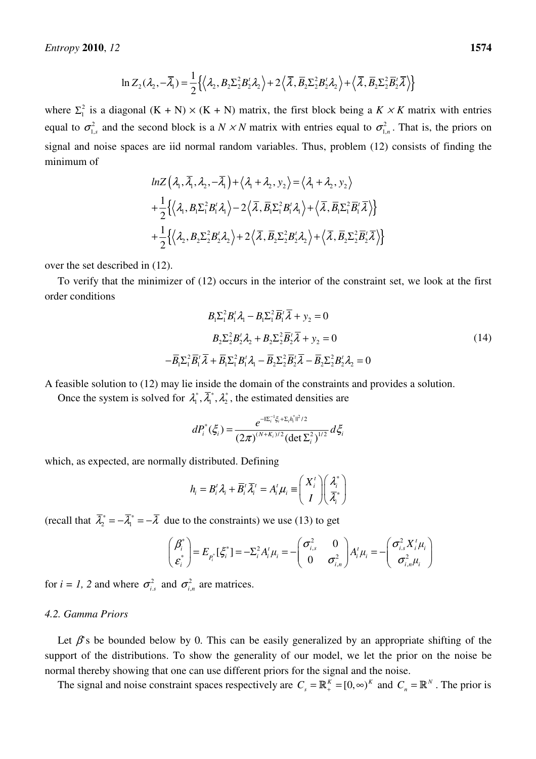$$\ln Z_2(\lambda_2, -\bar{\lambda}_1) = \frac{1}{2}\left\{\left\langle \lambda_2, B_2\Sigma_2^2 B_2^t \lambda_2 \right\rangle + 2\left\langle \bar{\lambda}, \bar{B}_2\Sigma_2^2 B_2^t \lambda_2 \right\rangle + \left\langle \bar{\lambda}, \bar{B}_2\Sigma_2^2 \bar{B}_2^t \bar{\lambda} \right\rangle\right\}$$

where $\Sigma_1^2$ is a diagonal (K + N) × (K + N) matrix, the first block being a $K \times K$ matrix with entries equal to $\sigma_{1,s}^2$ and the second block is a $N \times N$ matrix with entries equal to $\sigma_{1,n}^2$. That is, the priors on signal and noise spaces are iid normal random variables. Thus, problem (12) consists of finding the minimum of

$$lnZ\left(\lambda_1, \bar{\lambda}_1, \lambda_2, -\bar{\lambda}_1\right) + \left\langle \lambda_1 + \lambda_2, y_2 \right\rangle = \left\langle \lambda_1 + \lambda_2, y_2 \right\rangle$$
$$+ \frac{1}{2}\left\{\left\langle \lambda_1, B_1\Sigma_1^2 B_1^t \lambda_1 \right\rangle - 2\left\langle \bar{\lambda}, \bar{B}_1\Sigma_1^2 B_1^t \lambda_1 \right\rangle + \left\langle \bar{\lambda}, \bar{B}_1\Sigma_1^2 \bar{B}_1^t \bar{\lambda} \right\rangle\right\}$$
$$+ \frac{1}{2}\left\{\left\langle \lambda_2, B_2\Sigma_2^2 B_2^t \lambda_2 \right\rangle + 2\left\langle \bar{\lambda}, \bar{B}_2\Sigma_2^2 B_2^t \lambda_2 \right\rangle + \left\langle \bar{\lambda}, \bar{B}_2\Sigma_2^2 \bar{B}_2^t \bar{\lambda} \right\rangle\right\}$$

over the set described in (12).

To verify that the minimizer of (12) occurs in the interior of the constraint set, we look at the first order conditions

$$\begin{aligned}
B_1\Sigma_1^2 B_1^t \lambda_1 - B_1\Sigma_1^2 \bar{B}_1^t \bar{\lambda} + y_2 &= 0 \\
B_2\Sigma_2^2 B_2^t \lambda_2 + B_2\Sigma_2^2 \bar{B}_2^t \bar{\lambda} + y_2 &= 0 \\
-\bar{B}_1\Sigma_1^2 \bar{B}_1^t \bar{\lambda} + \bar{B}_1\Sigma_1^2 B_1^t \lambda_1 - \bar{B}_2\Sigma_2^2 \bar{B}_2^t \bar{\lambda} - \bar{B}_2\Sigma_2^2 B_2^t \lambda_2 &= 0
\end{aligned} \tag{14}$$

A feasible solution to (12) may lie inside the domain of the constraints and provides a solution.

Once the system is solved for $\lambda_1^*, \bar{\lambda}_1^*, \lambda_2^*$, the estimated densities are

$$dP_i^*(\xi_i) = \frac{e^{-\|\Sigma_i^{-1}\xi_i + \Sigma_i h_i^*\|^2/2}}{(2\pi)^{(N+K_i)/2}(\det \Sigma_i^2)^{1/2}} d\xi_i$$

which, as expected, are normally distributed. Defining

$$h_i = B_i^t \lambda_i + \bar{B}_i^t \bar{\lambda}_i^t = A_i^t \mu_i \equiv \begin{pmatrix} X_i^t \\ I \end{pmatrix} \begin{pmatrix} \lambda_i^* \\ \bar{\lambda}_i^* \end{pmatrix}$$

(recall that $\bar{\lambda}_2^* = -\bar{\lambda}_1^* = -\bar{\lambda}$ due to the constraints) we use (13) to get

$$\begin{pmatrix} \beta_i^* \\ \varepsilon_i^* \end{pmatrix} = E_{P_i^*}[\xi_i^*] = -\Sigma_i^2 A_i^t \mu_i = -\begin{pmatrix} \sigma_{i,s}^2 & 0 \\ 0 & \sigma_{i,n}^2 \end{pmatrix} A_i^t \mu_i = -\begin{pmatrix} \sigma_{i.s}^2 X^t{}_i \mu_i \\ \sigma_{i,n}^2 \mu_i \end{pmatrix}$$

for *i = 1, 2* and where $\sigma_{i.s}^2$ and $\sigma_{i,n}^2$ are matrices.

### 4.2. Gamma Priors

Let $\beta$'s be bounded below by 0. This can be easily generalized by an appropriate shifting of the support of the distributions. To show the generality of our model, we let the prior on the noise be normal thereby showing that one can use different priors for the signal and the noise.

The signal and noise constraint spaces respectively are $C_s = \mathbb{R}_+^K = [0, \infty)^K$ and $C_n = \mathbb{R}^N$. The prior is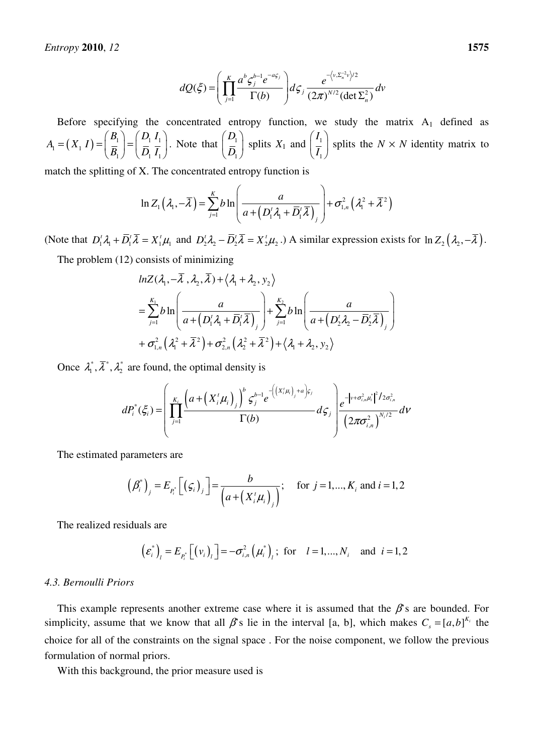$$dQ(\xi) = \left( \prod_{j=1}^{K} \frac{a^b \varsigma_j^{b-1} e^{-a\varsigma_j}}{\Gamma(b)} \right) d\varsigma_j \, \frac{e^{-\langle v, \Sigma_n^{-2} v \rangle /2}}{(2\pi)^{N/2} (\det \Sigma_n^2)} dv$$

Before specifying the concentrated entropy function, we study the matrix $A_1$ defined as $A_1 = \begin{pmatrix} X_1 & I \end{pmatrix} = \begin{pmatrix} B_1 \\ \overline{B}_1 \end{pmatrix} = \begin{pmatrix} D_1 & I_1 \\ \overline{D}_1 & \overline{I}_1 \end{pmatrix}$. Note that $\begin{pmatrix} D_1 \\ \overline{D}_1 \end{pmatrix}$ splits $X_1$ and $\begin{pmatrix} I_1 \\ \overline{I}_1 \end{pmatrix}$ splits the $N \times N$ identity matrix to match the splitting of X. The concentrated entropy function is

$$\ln Z_1\left(\lambda_1, -\overline{\lambda}\right) = \sum_{j=1}^{K} b \ln \left( \frac{a}{a + \left(D_1^t \lambda_1 + \overline{D}_1^t \overline{\lambda}\right)_j} \right) + \sigma_{1,n}^2 \left(\lambda_1^2 + \overline{\lambda}^2\right)$$

(Note that $D_1^t \lambda_1 + \overline{D}_1^t \overline{\lambda} = X_1^t \mu_1$ and $D_2^t \lambda_2 - \overline{D}_2^t \overline{\lambda} = X_2^t \mu_2$.) A similar expression exists for $\ln Z_2\left(\lambda_2, -\overline{\lambda}\right)$.

The problem (12) consists of minimizing

$$\begin{aligned}
& lnZ(\lambda_1, -\overline{\lambda}, \lambda_2, \overline{\lambda}) + \langle \lambda_1 + \lambda_2, y_2 \rangle \\
&= \sum_{j=1}^{K_1} b \ln \left( \frac{a}{a + \left(D_1^t \lambda_1 + \overline{D}_1^t \overline{\lambda}\right)_j} \right) + \sum_{j=1}^{K_2} b \ln \left( \frac{a}{a + \left(D_2^t \lambda_2 - \overline{D}_2^t \overline{\lambda}\right)_j} \right) \\
&+ \sigma_{1,n}^2 \left(\lambda_1^2 + \overline{\lambda}^2\right) + \sigma_{2,n}^2 \left(\lambda_2^2 + \overline{\lambda}^2\right) + \langle \lambda_1 + \lambda_2, y_2 \rangle
\end{aligned}$$

Once $\lambda_1^*, \overline{\lambda}^*, \lambda_2^*$ are found, the optimal density is

$$dP_i^*(\xi_i) = \left( \prod_{j=1}^{K_i} \frac{\left(a + \left(X_i^t \mu_i\right)_j\right)^b \varsigma_j^{b-1} e^{-\left(\left(X_i^t \mu_i\right)_j + a\right)\varsigma_j}}{\Gamma(b)} d\varsigma_j \right) \frac{e^{-\left|v + \sigma_{i,n}^2 \mu_i^*\right|^2 / 2\sigma_{i,n}^2}}{\left(2\pi\sigma_{i,n}^2\right)^{N_i/2}} dv$$

The estimated parameters are

$$\left(\beta_i^*\right)_j = E_{P_i^*}\left[\left(\varsigma_i\right)_j\right] = \frac{b}{\left(a + \left(X_i^t \mu_i\right)_j\right)}; \quad \text{for } j = 1, \ldots, K_i \text{ and } i = 1, 2$$

The realized residuals are

$$\left(\varepsilon_i^*\right)_l = E_{P_i^*}\left[\left(v_i\right)_l\right] = -\sigma_{i,n}^2 \left(\mu_i^*\right)_l; \text{ for } \quad l = 1, \ldots, N_i \quad \text{and } i = 1, 2$$

### 4.3. Bernoulli Priors

This example represents another extreme case where it is assumed that the $\beta$'s are bounded. For simplicity, assume that we know that all $\beta$'s lie in the interval [a, b], which makes $C_s = [a,b]^{K_i}$ the choice for all of the constraints on the signal space . For the noise component, we follow the previous formulation of normal priors.

With this background, the prior measure used is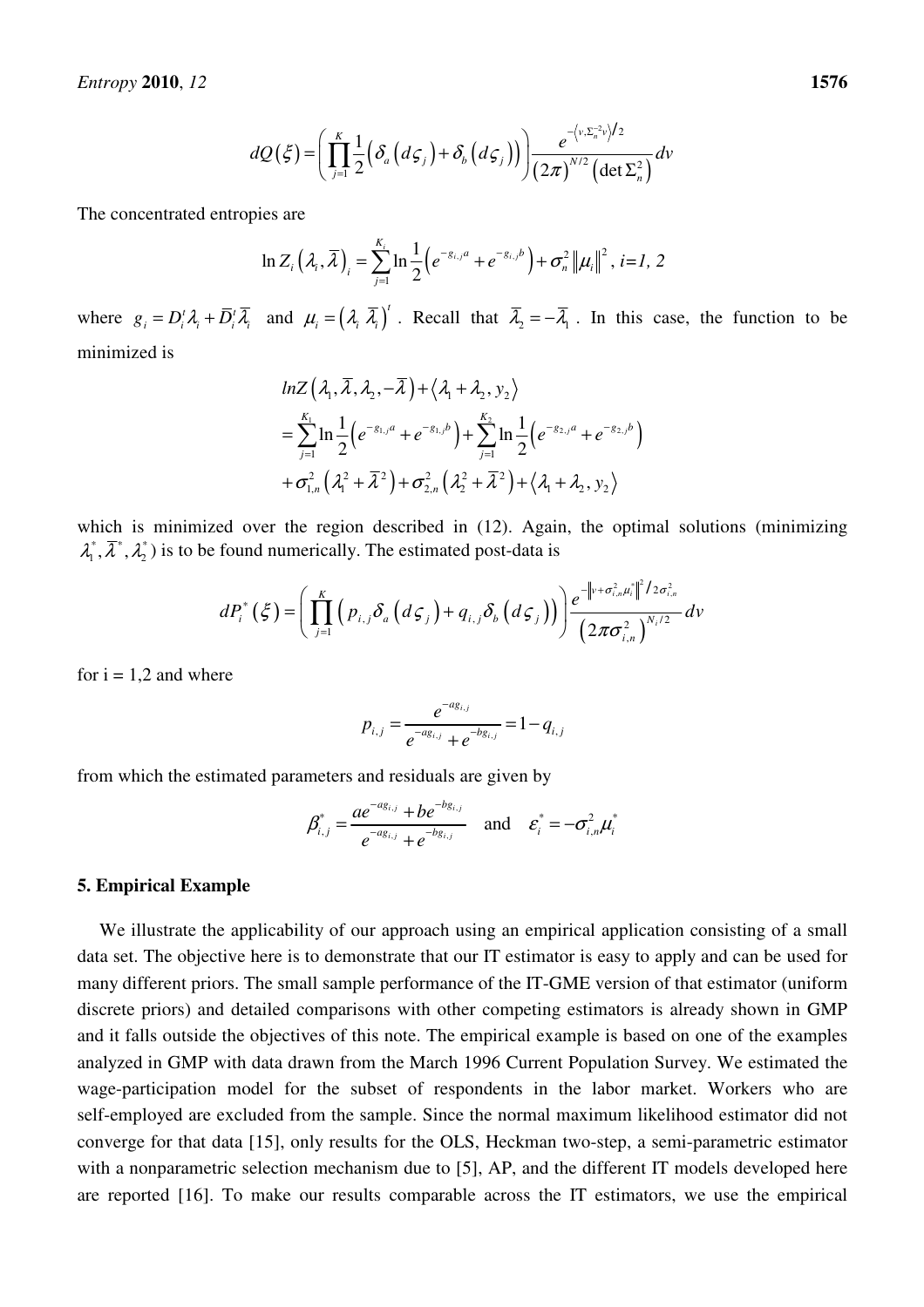$$dQ(\xi) = \left( \prod_{j=1}^{K} \frac{1}{2} \left( \delta_a (d\varsigma_j) + \delta_b (d\varsigma_j) \right) \right) \frac{e^{-\left\langle v, \Sigma_n^{-2} v \right\rangle / 2}}{(2\pi)^{N/2} \left( \det \Sigma_n^2 \right)} dv$$

The concentrated entropies are

$$\ln Z_i \left( \lambda_i, \bar{\lambda} \right)_i = \sum_{j=1}^{K_i} \ln \frac{1}{2} \left( e^{-g_{i,j} a} + e^{-g_{i,j} b} \right) + \sigma_n^2 \left\| \mu_i \right\|^2, \ i=1, 2$$

where $g_i = D_i^t \lambda_i + \bar{D}_i^t \bar{\lambda}_i$ and $\mu_i = \left( \lambda_i \ \bar{\lambda}_i \right)^t$. Recall that $\bar{\lambda}_2 = -\bar{\lambda}_1$. In this case, the function to be minimized is

$$\begin{aligned} & lnZ\left( \lambda_1, \bar{\lambda}, \lambda_2, -\bar{\lambda} \right) + \left\langle \lambda_1 + \lambda_2, y_2 \right\rangle \\ & = \sum_{j=1}^{K_1} \ln \frac{1}{2} \left( e^{-g_{1,j} a} + e^{-g_{1,j} b} \right) + \sum_{j=1}^{K_2} \ln \frac{1}{2} \left( e^{-g_{2,j} a} + e^{-g_{2,j} b} \right) \\ & + \sigma_{1,n}^2 \left( \lambda_1^2 + \bar{\lambda}^2 \right) + \sigma_{2,n}^2 \left( \lambda_2^2 + \bar{\lambda}^2 \right) + \left\langle \lambda_1 + \lambda_2, y_2 \right\rangle \end{aligned}$$

which is minimized over the region described in (12). Again, the optimal solutions (minimizing $\lambda_1^*, \bar{\lambda}^*, \lambda_2^*$) is to be found numerically. The estimated post-data is

$$dP_i^*(\xi) = \left( \prod_{j=1}^{K} \left( p_{i,j} \delta_a (d\varsigma_j) + q_{i,j} \delta_b (d\varsigma_j) \right) \right) \frac{e^{-\left\| v + \sigma_{i,n}^2 \mu_i^* \right\|^2 / 2\sigma_{i,n}^2}}{\left( 2\pi \sigma_{i,n}^2 \right)^{N_i/2}} dv$$

for i = 1,2 and where

$$p_{i,j} = \frac{e^{-a g_{i,j}}}{e^{-a g_{i,j}} + e^{-b g_{i,j}}} = 1 - q_{i,j}$$

from which the estimated parameters and residuals are given by

$$\beta_{i,j}^* = \frac{a e^{-a g_{i,j}} + b e^{-b g_{i,j}}}{e^{-a g_{i,j}} + e^{-b g_{i,j}}} \quad \text{and} \quad \varepsilon_i^* = -\sigma_{i,n}^2 \mu_i^*$$

## 5. Empirical Example

We illustrate the applicability of our approach using an empirical application consisting of a small data set. The objective here is to demonstrate that our IT estimator is easy to apply and can be used for many different priors. The small sample performance of the IT-GME version of that estimator (uniform discrete priors) and detailed comparisons with other competing estimators is already shown in GMP and it falls outside the objectives of this note. The empirical example is based on one of the examples analyzed in GMP with data drawn from the March 1996 Current Population Survey. We estimated the wage-participation model for the subset of respondents in the labor market. Workers who are self-employed are excluded from the sample. Since the normal maximum likelihood estimator did not converge for that data [15], only results for the OLS, Heckman two-step, a semi-parametric estimator with a nonparametric selection mechanism due to [5], AP, and the different IT models developed here are reported [16]. To make our results comparable across the IT estimators, we use the empirical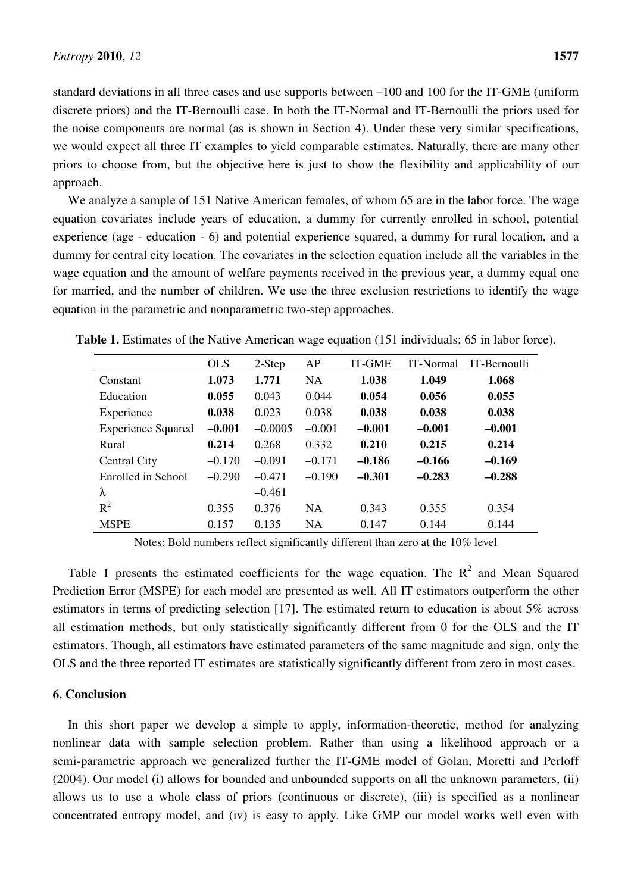standard deviations in all three cases and use supports between –100 and 100 for the IT-GME (uniform discrete priors) and the IT-Bernoulli case. In both the IT-Normal and IT-Bernoulli the priors used for the noise components are normal (as is shown in Section 4). Under these very similar specifications, we would expect all three IT examples to yield comparable estimates. Naturally, there are many other priors to choose from, but the objective here is just to show the flexibility and applicability of our approach.

We analyze a sample of 151 Native American females, of whom 65 are in the labor force. The wage equation covariates include years of education, a dummy for currently enrolled in school, potential experience (age - education - 6) and potential experience squared, a dummy for rural location, and a dummy for central city location. The covariates in the selection equation include all the variables in the wage equation and the amount of welfare payments received in the previous year, a dummy equal one for married, and the number of children. We use the three exclusion restrictions to identify the wage equation in the parametric and nonparametric two-step approaches.

**Table 1.** Estimates of the Native American wage equation (151 individuals; 65 in labor force).

| | OLS | 2-Step | AP | IT-GME | IT-Normal | IT-Bernoulli |
|---|---|---|---|---|---|---|
| Constant | **1.073** | **1.771** | NA | **1.038** | **1.049** | **1.068** |
| Education | **0.055** | 0.043 | 0.044 | **0.054** | **0.056** | **0.055** |
| Experience | **0.038** | 0.023 | 0.038 | **0.038** | **0.038** | **0.038** |
| Experience Squared | **–0.001** | –0.0005 | –0.001 | **–0.001** | **–0.001** | **–0.001** |
| Rural | **0.214** | 0.268 | 0.332 | **0.210** | **0.215** | **0.214** |
| Central City | –0.170 | –0.091 | –0.171 | **–0.186** | **–0.166** | **–0.169** |
| Enrolled in School | –0.290 | –0.471 | –0.190 | **–0.301** | **–0.283** | **–0.288** |
| $\lambda$ | | –0.461 | | | | |
| $R^2$ | 0.355 | 0.376 | NA | 0.343 | 0.355 | 0.354 |
| MSPE | 0.157 | 0.135 | NA | 0.147 | 0.144 | 0.144 |

Notes: Bold numbers reflect significantly different than zero at the 10% level

Table 1 presents the estimated coefficients for the wage equation. The $R^2$ and Mean Squared Prediction Error (MSPE) for each model are presented as well. All IT estimators outperform the other estimators in terms of predicting selection [17]. The estimated return to education is about 5% across all estimation methods, but only statistically significantly different from 0 for the OLS and the IT estimators. Though, all estimators have estimated parameters of the same magnitude and sign, only the OLS and the three reported IT estimates are statistically significantly different from zero in most cases.

## 6. Conclusion

In this short paper we develop a simple to apply, information-theoretic, method for analyzing nonlinear data with sample selection problem. Rather than using a likelihood approach or a semi-parametric approach we generalized further the IT-GME model of Golan, Moretti and Perloff (2004). Our model (i) allows for bounded and unbounded supports on all the unknown parameters, (ii) allows us to use a whole class of priors (continuous or discrete), (iii) is specified as a nonlinear concentrated entropy model, and (iv) is easy to apply. Like GMP our model works well even with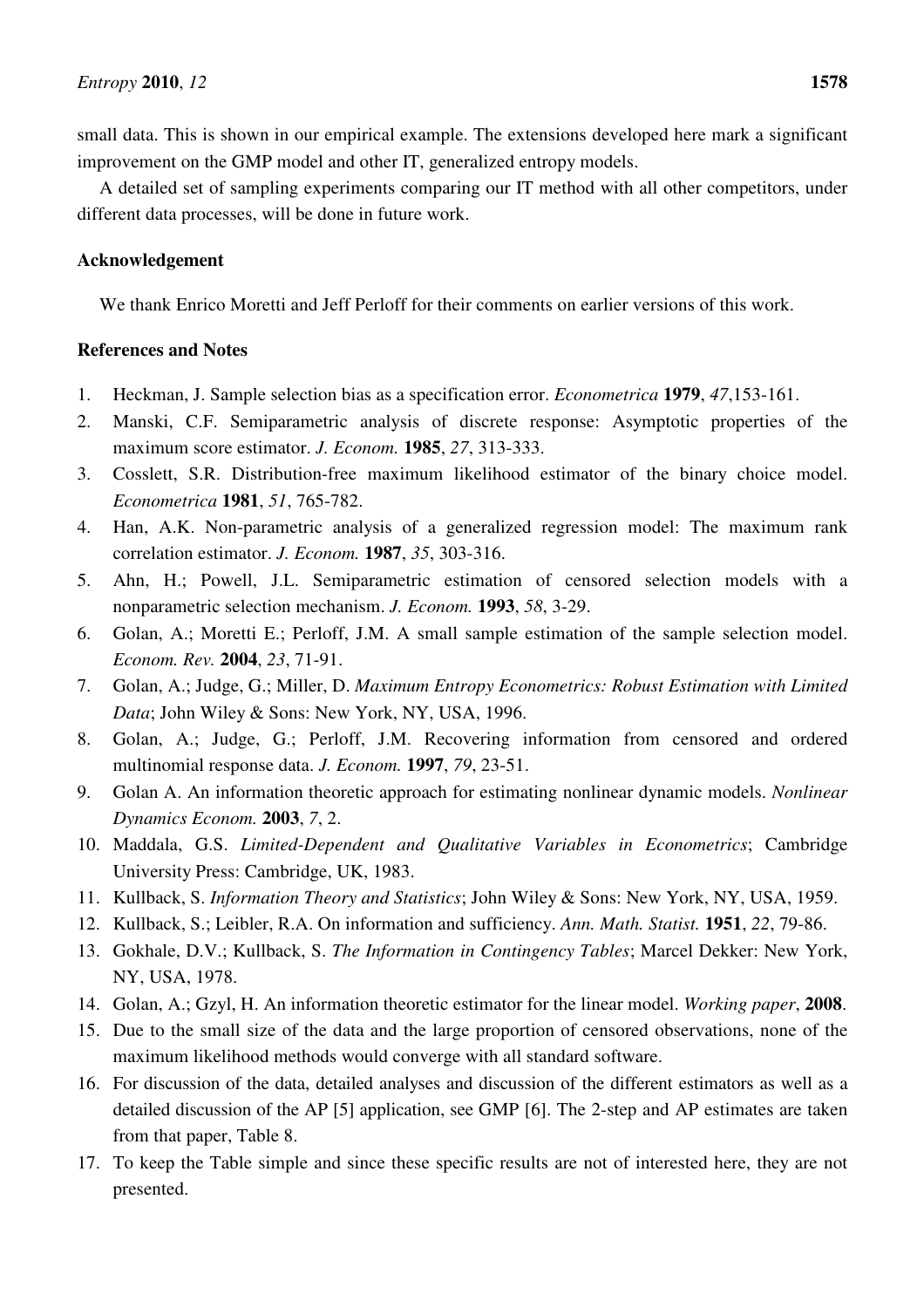small data. This is shown in our empirical example. The extensions developed here mark a significant improvement on the GMP model and other IT, generalized entropy models.

A detailed set of sampling experiments comparing our IT method with all other competitors, under different data processes, will be done in future work.

## Acknowledgement

We thank Enrico Moretti and Jeff Perloff for their comments on earlier versions of this work.

## References and Notes

1. Heckman, J. Sample selection bias as a specification error. *Econometrica* **1979**, *47*,153-161.
2. Manski, C.F. Semiparametric analysis of discrete response: Asymptotic properties of the maximum score estimator. *J. Econom.* **1985**, *27*, 313-333.
3. Cosslett, S.R. Distribution-free maximum likelihood estimator of the binary choice model. *Econometrica* **1981**, *51*, 765-782.
4. Han, A.K. Non-parametric analysis of a generalized regression model: The maximum rank correlation estimator. *J. Econom.* **1987**, *35*, 303-316.
5. Ahn, H.; Powell, J.L. Semiparametric estimation of censored selection models with a nonparametric selection mechanism. *J. Econom.* **1993**, *58*, 3-29.
6. Golan, A.; Moretti E.; Perloff, J.M. A small sample estimation of the sample selection model. *Econom. Rev.* **2004**, *23*, 71-91.
7. Golan, A.; Judge, G.; Miller, D. *Maximum Entropy Econometrics: Robust Estimation with Limited Data*; John Wiley & Sons: New York, NY, USA, 1996.
8. Golan, A.; Judge, G.; Perloff, J.M. Recovering information from censored and ordered multinomial response data. *J. Econom.* **1997**, *79*, 23-51.
9. Golan A. An information theoretic approach for estimating nonlinear dynamic models. *Nonlinear Dynamics Econom.* **2003**, *7*, 2.
10. Maddala, G.S. *Limited-Dependent and Qualitative Variables in Econometrics*; Cambridge University Press: Cambridge, UK, 1983.
11. Kullback, S. *Information Theory and Statistics*; John Wiley & Sons: New York, NY, USA, 1959.
12. Kullback, S.; Leibler, R.A. On information and sufficiency. *Ann. Math. Statist.* **1951**, *22*, 79-86.
13. Gokhale, D.V.; Kullback, S. *The Information in Contingency Tables*; Marcel Dekker: New York, NY, USA, 1978.
14. Golan, A.; Gzyl, H. An information theoretic estimator for the linear model. *Working paper*, **2008**.
15. Due to the small size of the data and the large proportion of censored observations, none of the maximum likelihood methods would converge with all standard software.
16. For discussion of the data, detailed analyses and discussion of the different estimators as well as a detailed discussion of the AP [5] application, see GMP [6]. The 2-step and AP estimates are taken from that paper, Table 8.
17. To keep the Table simple and since these specific results are not of interested here, they are not presented.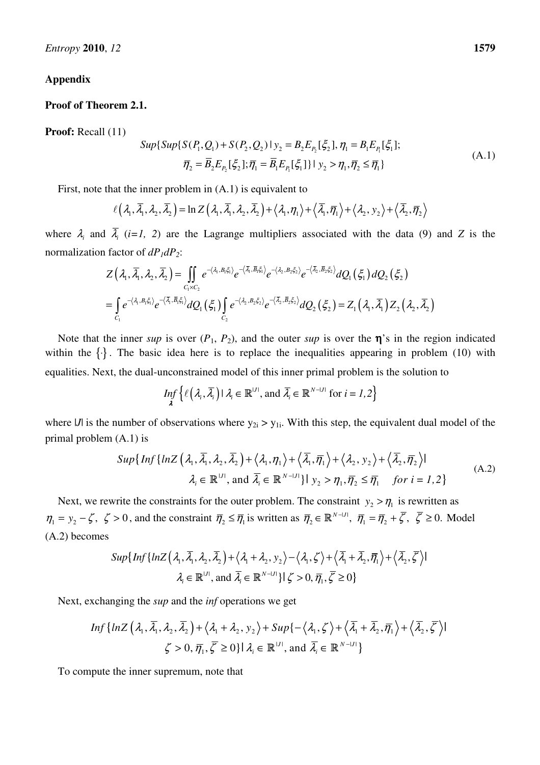## Appendix

### Proof of Theorem 2.1.

**Proof:** Recall (11)

$$Sup\{Sup\{S(P_1,Q_1)+S(P_2,Q_2)\mid y_2=B_2E_{P_2}[\xi_2],\eta_1=B_1E_{P_1}[\xi_1];\\ \bar{\eta}_2=\bar{B}_2E_{P_2}[\xi_2];\bar{\eta}_1=\bar{B}_1E_{P_1}[\xi_1]\}\mid y_2>\eta_1,\bar{\eta}_2\le\bar{\eta}_1\} \tag{A.1}$$

First, note that the inner problem in (A.1) is equivalent to

$$\ell\left(\lambda_1,\bar{\lambda}_1,\lambda_2,\bar{\lambda}_2\right)=\ln Z\left(\lambda_1,\bar{\lambda}_1,\lambda_2,\bar{\lambda}_2\right)+\left\langle\lambda_1,\eta_1\right\rangle+\left\langle\bar{\lambda}_1,\bar{\eta}_1\right\rangle+\left\langle\lambda_2,y_2\right\rangle+\left\langle\bar{\lambda}_2,\bar{\eta}_2\right\rangle$$

where $\lambda_i$ and $\bar{\lambda}_i$ ($i=1, 2$) are the Lagrange multipliers associated with the data (9) and $Z$ is the normalization factor of $dP_1dP_2$:

$$Z\left(\lambda_1,\bar{\lambda}_1,\lambda_2,\bar{\lambda}_2\right)=\iint_{C_1\times C_2}e^{-\langle\lambda_1,B_1\xi_1\rangle}e^{-\langle\bar{\lambda}_1,\bar{B}_1\xi_1\rangle}e^{-\langle\lambda_2,B_2\xi_2\rangle}e^{-\langle\bar{\lambda}_2,\bar{B}_2\xi_2\rangle}dQ_1(\xi_1)\,dQ_2(\xi_2)$$
$$=\int_{C_1}e^{-\langle\lambda_1,B_1\xi_1\rangle}e^{-\langle\bar{\lambda}_1,\bar{B}_1\xi_1\rangle}dQ_1(\xi_1)\int_{C_2}e^{-\langle\lambda_2,B_2\xi_2\rangle}e^{-\langle\bar{\lambda}_2,\bar{B}_2\xi_2\rangle}dQ_2(\xi_2)=Z_1\left(\lambda_1,\bar{\lambda}_1\right)Z_2\left(\lambda_2,\bar{\lambda}_2\right)$$

Note that the inner *sup* is over ($P_1$, $P_2$), and the outer *sup* is over the $\boldsymbol{\eta}$'s in the region indicated within the $\{\cdot\}$. The basic idea here is to replace the inequalities appearing in problem (10) with equalities. Next, the dual-unconstrained model of this inner primal problem is the solution to

$$\underset{\boldsymbol{\lambda}}{Inf}\left\{\ell\left(\lambda_i,\bar{\lambda}_i\right)\mid\lambda_i\in\mathbb{R}^{|J|},\text{ and }\bar{\lambda}_i\in\mathbb{R}^{N-|J|}\text{ for } i=1,2\right\}$$

where $|J|$ is the number of observations where $y_{2i} > y_{1i}$. With this step, the equivalent dual model of the primal problem (A.1) is

$$Sup\{Inf\{lnZ\left(\lambda_1,\bar{\lambda}_1,\lambda_2,\bar{\lambda}_2\right)+\left\langle\lambda_1,\eta_1\right\rangle+\left\langle\bar{\lambda}_1,\bar{\eta}_1\right\rangle+\left\langle\lambda_2,y_2\right\rangle+\left\langle\bar{\lambda}_2,\bar{\eta}_2\right\rangle\mid\\ \lambda_i\in\mathbb{R}^{|J|},\text{ and }\bar{\lambda}_i\in\mathbb{R}^{N-|J|}\}\mid y_2>\eta_1,\bar{\eta}_2\le\bar{\eta}_1\quad for\ i=1,2\} \tag{A.2}$$

Next, we rewrite the constraints for the outer problem. The constraint $y_2>\eta_1$ is rewritten as $\eta_1=y_2-\zeta,\ \zeta>0$, and the constraint $\bar{\eta}_2\le\bar{\eta}_1$ is written as $\bar{\eta}_2\in\mathbb{R}^{N-|J|},\ \bar{\eta}_1=\bar{\eta}_2+\bar{\zeta},\ \bar{\zeta}\ge 0.$ Model (A.2) becomes

$$Sup\{Inf\{lnZ\left(\lambda_1,\bar{\lambda}_1,\lambda_2,\bar{\lambda}_2\right)+\left\langle\lambda_1+\lambda_2,y_2\right\rangle-\left\langle\lambda_1,\zeta\right\rangle+\left\langle\bar{\lambda}_1+\bar{\lambda}_2,\bar{\eta}_1\right\rangle+\left\langle\bar{\lambda}_2,\bar{\zeta}\right\rangle\mid\\ \lambda_i\in\mathbb{R}^{|J|},\text{ and }\bar{\lambda}_i\in\mathbb{R}^{N-|J|}\}\mid\zeta>0,\bar{\eta}_1,\bar{\zeta}\ge 0\}$$

Next, exchanging the *sup* and the *inf* operations we get

$$Inf\{lnZ\left(\lambda_1,\bar{\lambda}_1,\lambda_2,\bar{\lambda}_2\right)+\left\langle\lambda_1+\lambda_2,y_2\right\rangle+Sup\{-\left\langle\lambda_1,\zeta\right\rangle+\left\langle\bar{\lambda}_1+\bar{\lambda}_2,\bar{\eta}_1\right\rangle+\left\langle\bar{\lambda}_2,\bar{\zeta}\right\rangle\mid\\ \zeta>0,\bar{\eta}_1,\bar{\zeta}\ge 0\}\mid\lambda_i\in\mathbb{R}^{|J|},\text{ and }\bar{\lambda}_i\in\mathbb{R}^{N-|J|}\}$$

To compute the inner supremum, note that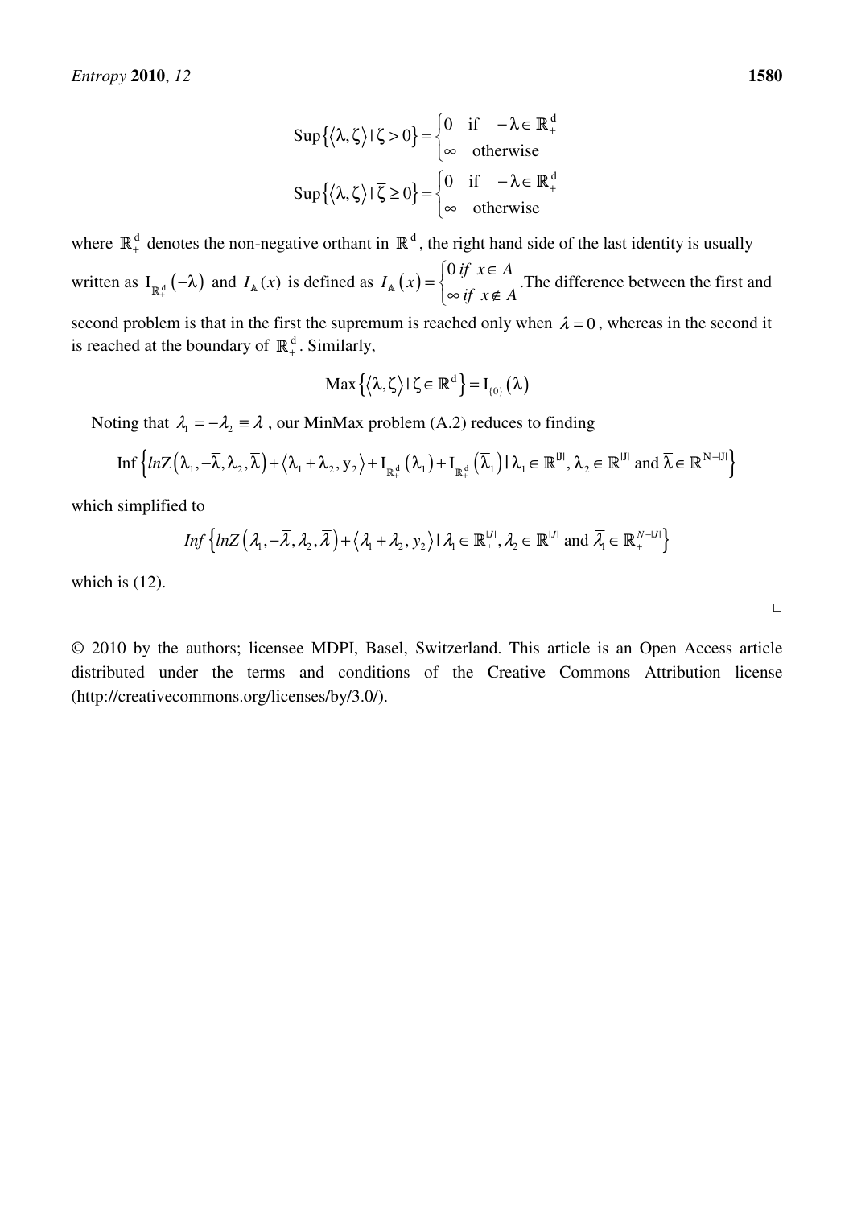$$\operatorname{Sup}\{\langle\lambda,\zeta\rangle \mid \zeta > 0\} = \begin{cases} 0 & \text{if} \quad -\lambda \in \mathbb{R}_+^d \\ \infty & \text{otherwise} \end{cases}$$

$$\operatorname{Sup}\{\langle\lambda,\zeta\rangle \mid \overline{\zeta} \geq 0\} = \begin{cases} 0 & \text{if} \quad -\lambda \in \mathbb{R}_+^d \\ \infty & \text{otherwise} \end{cases}$$

where $\mathbb{R}_+^d$ denotes the non-negative orthant in $\mathbb{R}^d$, the right hand side of the last identity is usually written as $I_{\mathbb{R}_+^d}(-\lambda)$ and $I_A(x)$ is defined as $I_A(x) = \begin{cases} 0 \text{ if } x \in A \\ \infty \text{ if } x \notin A \end{cases}$. The difference between the first and second problem is that in the first the supremum is reached only when $\lambda = 0$, whereas in the second it is reached at the boundary of $\mathbb{R}_+^d$. Similarly,

$$\operatorname{Max}\{\langle\lambda,\zeta\rangle \mid \zeta \in \mathbb{R}^d\} = I_{\{0\}}(\lambda)$$

Noting that $\overline{\lambda}_1 = -\overline{\lambda}_2 \equiv \overline{\lambda}$, our MinMax problem (A.2) reduces to finding

$$\operatorname{Inf}\left\{\ln Z(\lambda_1, -\overline{\lambda}, \lambda_2, \overline{\lambda}) + \langle\lambda_1 + \lambda_2, y_2\rangle + I_{\mathbb{R}_+^d}(\lambda_1) + I_{\mathbb{R}_+^d}(\overline{\lambda}_1) \mid \lambda_1 \in \mathbb{R}^{|J|}, \lambda_2 \in \mathbb{R}^{|J|} \text{ and } \overline{\lambda} \in \mathbb{R}^{N-|J|}\right\}$$

which simplified to

$$Inf\left\{\ln Z(\lambda_1, -\overline{\lambda}, \lambda_2, \overline{\lambda}) + \langle\lambda_1 + \lambda_2, y_2\rangle \mid \lambda_1 \in \mathbb{R}_+^{|J|}, \lambda_2 \in \mathbb{R}^{|J|} \text{ and } \overline{\lambda}_1 \in \mathbb{R}_+^{N-|J|}\right\}$$

which is (12).

□

© 2010 by the authors; licensee MDPI, Basel, Switzerland. This article is an Open Access article distributed under the terms and conditions of the Creative Commons Attribution license (http://creativecommons.org/licenses/by/3.0/).